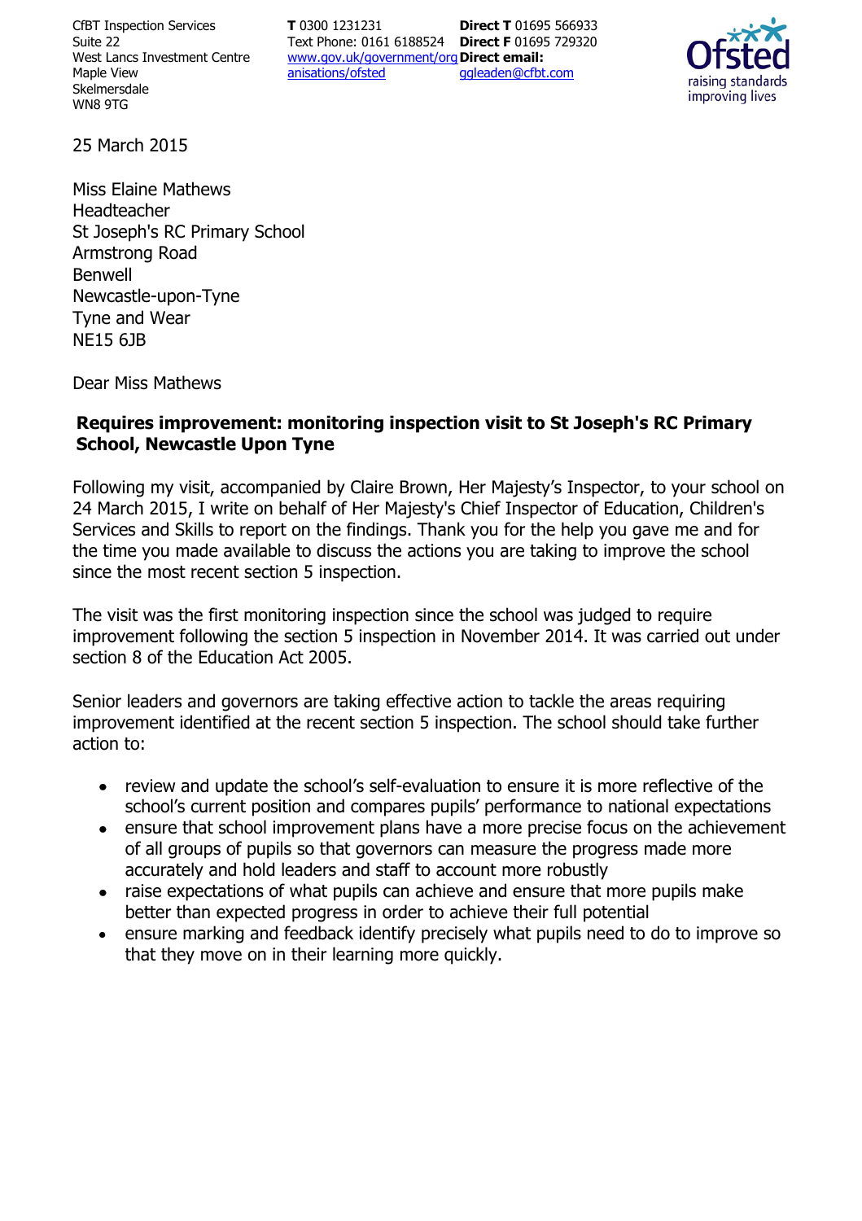CfBT Inspection Services
Suite 22
West Lancs Investment Centre
Maple View
Skelmersdale
WN8 9TG

**T** 0300 1231231
Text Phone: 0161 6188524
www.gov.uk/government/organisations/ofsted

**Direct T** 01695 566933
**Direct F** 01695 729320
**Direct email:**
ggleaden@cfbt.com

25 March 2015

Miss Elaine Mathews
Headteacher
St Joseph's RC Primary School
Armstrong Road
Benwell
Newcastle-upon-Tyne
Tyne and Wear
NE15 6JB

Dear Miss Mathews

**Requires improvement: monitoring inspection visit to St Joseph's RC Primary School, Newcastle Upon Tyne**

Following my visit, accompanied by Claire Brown, Her Majesty's Inspector, to your school on 24 March 2015, I write on behalf of Her Majesty's Chief Inspector of Education, Children's Services and Skills to report on the findings. Thank you for the help you gave me and for the time you made available to discuss the actions you are taking to improve the school since the most recent section 5 inspection.

The visit was the first monitoring inspection since the school was judged to require improvement following the section 5 inspection in November 2014. It was carried out under section 8 of the Education Act 2005.

Senior leaders and governors are taking effective action to tackle the areas requiring improvement identified at the recent section 5 inspection. The school should take further action to:

- review and update the school's self-evaluation to ensure it is more reflective of the school's current position and compares pupils' performance to national expectations
- ensure that school improvement plans have a more precise focus on the achievement of all groups of pupils so that governors can measure the progress made more accurately and hold leaders and staff to account more robustly
- raise expectations of what pupils can achieve and ensure that more pupils make better than expected progress in order to achieve their full potential
- ensure marking and feedback identify precisely what pupils need to do to improve so that they move on in their learning more quickly.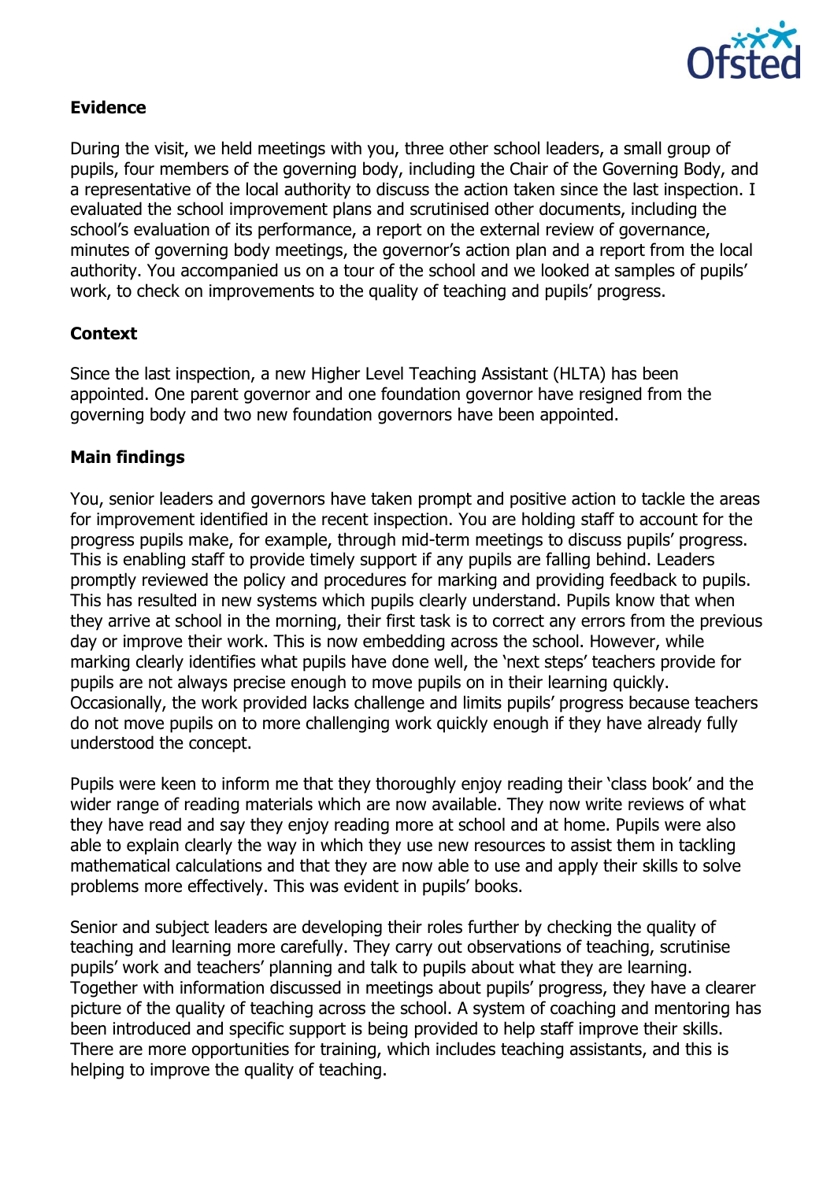## Evidence

During the visit, we held meetings with you, three other school leaders, a small group of pupils, four members of the governing body, including the Chair of the Governing Body, and a representative of the local authority to discuss the action taken since the last inspection. I evaluated the school improvement plans and scrutinised other documents, including the school's evaluation of its performance, a report on the external review of governance, minutes of governing body meetings, the governor's action plan and a report from the local authority. You accompanied us on a tour of the school and we looked at samples of pupils' work, to check on improvements to the quality of teaching and pupils' progress.

## Context

Since the last inspection, a new Higher Level Teaching Assistant (HLTA) has been appointed. One parent governor and one foundation governor have resigned from the governing body and two new foundation governors have been appointed.

## Main findings

You, senior leaders and governors have taken prompt and positive action to tackle the areas for improvement identified in the recent inspection. You are holding staff to account for the progress pupils make, for example, through mid-term meetings to discuss pupils' progress. This is enabling staff to provide timely support if any pupils are falling behind. Leaders promptly reviewed the policy and procedures for marking and providing feedback to pupils. This has resulted in new systems which pupils clearly understand. Pupils know that when they arrive at school in the morning, their first task is to correct any errors from the previous day or improve their work. This is now embedding across the school. However, while marking clearly identifies what pupils have done well, the 'next steps' teachers provide for pupils are not always precise enough to move pupils on in their learning quickly. Occasionally, the work provided lacks challenge and limits pupils' progress because teachers do not move pupils on to more challenging work quickly enough if they have already fully understood the concept.

Pupils were keen to inform me that they thoroughly enjoy reading their 'class book' and the wider range of reading materials which are now available. They now write reviews of what they have read and say they enjoy reading more at school and at home. Pupils were also able to explain clearly the way in which they use new resources to assist them in tackling mathematical calculations and that they are now able to use and apply their skills to solve problems more effectively. This was evident in pupils' books.

Senior and subject leaders are developing their roles further by checking the quality of teaching and learning more carefully. They carry out observations of teaching, scrutinise pupils' work and teachers' planning and talk to pupils about what they are learning. Together with information discussed in meetings about pupils' progress, they have a clearer picture of the quality of teaching across the school. A system of coaching and mentoring has been introduced and specific support is being provided to help staff improve their skills. There are more opportunities for training, which includes teaching assistants, and this is helping to improve the quality of teaching.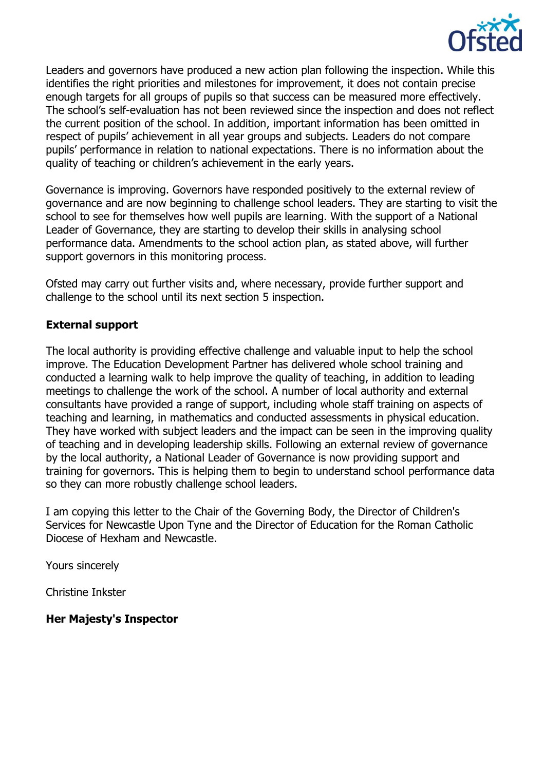Leaders and governors have produced a new action plan following the inspection. While this identifies the right priorities and milestones for improvement, it does not contain precise enough targets for all groups of pupils so that success can be measured more effectively. The school's self-evaluation has not been reviewed since the inspection and does not reflect the current position of the school. In addition, important information has been omitted in respect of pupils' achievement in all year groups and subjects. Leaders do not compare pupils' performance in relation to national expectations. There is no information about the quality of teaching or children's achievement in the early years.

Governance is improving. Governors have responded positively to the external review of governance and are now beginning to challenge school leaders. They are starting to visit the school to see for themselves how well pupils are learning. With the support of a National Leader of Governance, they are starting to develop their skills in analysing school performance data. Amendments to the school action plan, as stated above, will further support governors in this monitoring process.

Ofsted may carry out further visits and, where necessary, provide further support and challenge to the school until its next section 5 inspection.

**External support**

The local authority is providing effective challenge and valuable input to help the school improve. The Education Development Partner has delivered whole school training and conducted a learning walk to help improve the quality of teaching, in addition to leading meetings to challenge the work of the school. A number of local authority and external consultants have provided a range of support, including whole staff training on aspects of teaching and learning, in mathematics and conducted assessments in physical education. They have worked with subject leaders and the impact can be seen in the improving quality of teaching and in developing leadership skills. Following an external review of governance by the local authority, a National Leader of Governance is now providing support and training for governors. This is helping them to begin to understand school performance data so they can more robustly challenge school leaders.

I am copying this letter to the Chair of the Governing Body, the Director of Children's Services for Newcastle Upon Tyne and the Director of Education for the Roman Catholic Diocese of Hexham and Newcastle.

Yours sincerely

Christine Inkster

**Her Majesty's Inspector**